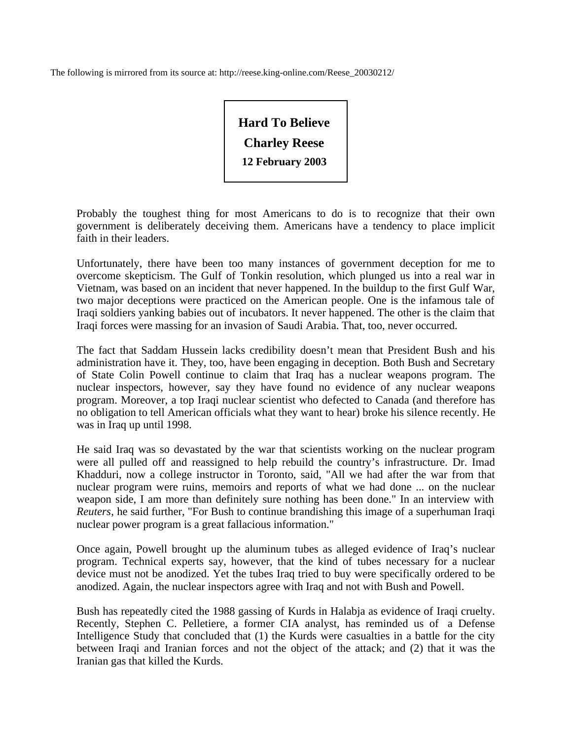The following is mirrored from its source at: http://reese.king-online.com/Reese_20030212/

# Hard To Believe

**Charley Reese**

**12 February 2003**

Probably the toughest thing for most Americans to do is to recognize that their own government is deliberately deceiving them. Americans have a tendency to place implicit faith in their leaders.

Unfortunately, there have been too many instances of government deception for me to overcome skepticism. The Gulf of Tonkin resolution, which plunged us into a real war in Vietnam, was based on an incident that never happened. In the buildup to the first Gulf War, two major deceptions were practiced on the American people. One is the infamous tale of Iraqi soldiers yanking babies out of incubators. It never happened. The other is the claim that Iraqi forces were massing for an invasion of Saudi Arabia. That, too, never occurred.

The fact that Saddam Hussein lacks credibility doesn't mean that President Bush and his administration have it. They, too, have been engaging in deception. Both Bush and Secretary of State Colin Powell continue to claim that Iraq has a nuclear weapons program. The nuclear inspectors, however, say they have found no evidence of any nuclear weapons program. Moreover, a top Iraqi nuclear scientist who defected to Canada (and therefore has no obligation to tell American officials what they want to hear) broke his silence recently. He was in Iraq up until 1998.

He said Iraq was so devastated by the war that scientists working on the nuclear program were all pulled off and reassigned to help rebuild the country's infrastructure. Dr. Imad Khadduri, now a college instructor in Toronto, said, "All we had after the war from that nuclear program were ruins, memoirs and reports of what we had done ... on the nuclear weapon side, I am more than definitely sure nothing has been done." In an interview with *Reuters*, he said further, "For Bush to continue brandishing this image of a superhuman Iraqi nuclear power program is a great fallacious information."

Once again, Powell brought up the aluminum tubes as alleged evidence of Iraq's nuclear program. Technical experts say, however, that the kind of tubes necessary for a nuclear device must not be anodized. Yet the tubes Iraq tried to buy were specifically ordered to be anodized. Again, the nuclear inspectors agree with Iraq and not with Bush and Powell.

Bush has repeatedly cited the 1988 gassing of Kurds in Halabja as evidence of Iraqi cruelty. Recently, Stephen C. Pelletiere, a former CIA analyst, has reminded us of a Defense Intelligence Study that concluded that (1) the Kurds were casualties in a battle for the city between Iraqi and Iranian forces and not the object of the attack; and (2) that it was the Iranian gas that killed the Kurds.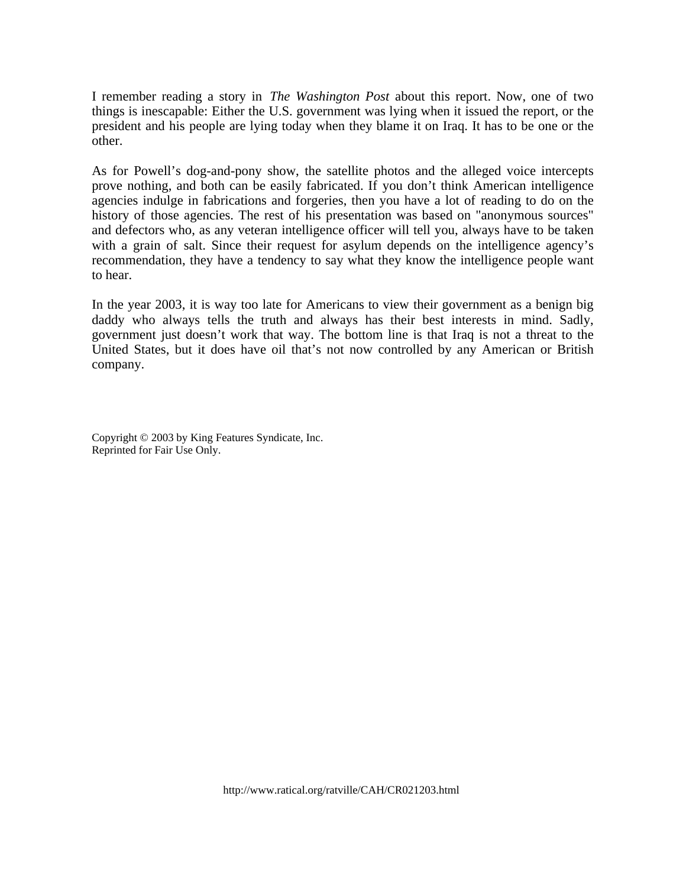I remember reading a story in *The Washington Post* about this report. Now, one of two things is inescapable: Either the U.S. government was lying when it issued the report, or the president and his people are lying today when they blame it on Iraq. It has to be one or the other.

As for Powell's dog-and-pony show, the satellite photos and the alleged voice intercepts prove nothing, and both can be easily fabricated. If you don't think American intelligence agencies indulge in fabrications and forgeries, then you have a lot of reading to do on the history of those agencies. The rest of his presentation was based on "anonymous sources" and defectors who, as any veteran intelligence officer will tell you, always have to be taken with a grain of salt. Since their request for asylum depends on the intelligence agency's recommendation, they have a tendency to say what they know the intelligence people want to hear.

In the year 2003, it is way too late for Americans to view their government as a benign big daddy who always tells the truth and always has their best interests in mind. Sadly, government just doesn't work that way. The bottom line is that Iraq is not a threat to the United States, but it does have oil that's not now controlled by any American or British company.

Copyright © 2003 by King Features Syndicate, Inc.
Reprinted for Fair Use Only.

http://www.ratical.org/ratville/CAH/CR021203.html